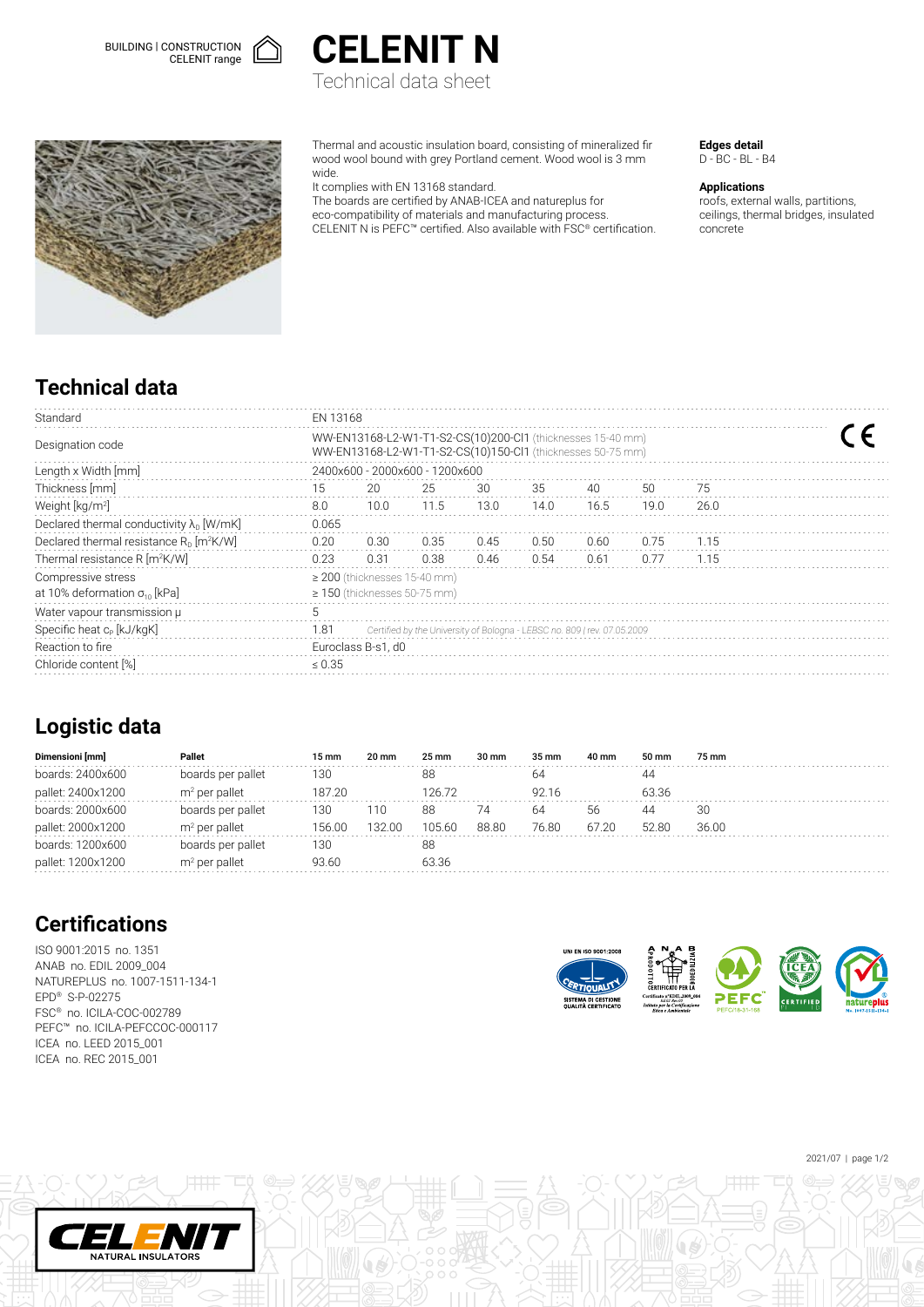BUILDING | CONSTRUCTION
CELENIT range

# CELENIT N

Technical data sheet

Thermal and acoustic insulation board, consisting of mineralized fir wood wool bound with grey Portland cement. Wood wool is 3 mm wide.
It complies with EN 13168 standard.
The boards are certified by ANAB-ICEA and natureplus for eco-compatibility of materials and manufacturing process.
CELENIT N is PEFC™ certified. Also available with FSC® certification.

**Edges detail**
D - BC - BL - B4

**Applications**
roofs, external walls, partitions, ceilings, thermal bridges, insulated concrete

## Technical data

| | | | | | | | | |
|---|---|---|---|---|---|---|---|---|
| Standard | EN 13168 | | | | | | | |
| Designation code | WW-EN13168-L2-W1-T1-S2-CS(10)200-Cl1 (thicknesses 15-40 mm)<br>WW-EN13168-L2-W1-T1-S2-CS(10)150-Cl1 (thicknesses 50-75 mm) | | | | | | | |
| Length x Width [mm] | 2400x600 - 2000x600 - 1200x600 | | | | | | | |
| Thickness [mm] | 15 | 20 | 25 | 30 | 35 | 40 | 50 | 75 |
| Weight [kg/m²] | 8.0 | 10.0 | 11.5 | 13.0 | 14.0 | 16.5 | 19.0 | 26.0 |
| Declared thermal conductivity $\lambda_D$ [W/mK] | 0.065 | | | | | | | |
| Declared thermal resistance $R_D$ [m²K/W] | 0.20 | 0.30 | 0.35 | 0.45 | 0.50 | 0.60 | 0.75 | 1.15 |
| Thermal resistance R [m²K/W] | 0.23 | 0.31 | 0.38 | 0.46 | 0.54 | 0.61 | 0.77 | 1.15 |
| Compressive stress at 10% deformation $\sigma_{10}$ [kPa] | ≥ 200 (thicknesses 15-40 mm)<br>≥ 150 (thicknesses 50-75 mm) | | | | | | | |
| Water vapour transmission μ | 5 | | | | | | | |
| Specific heat $c_p$ [kJ/kgK] | 1.81 *Certified by the University of Bologna - LEBSC no. 809 / rev. 07.05.2009* | | | | | | | |
| Reaction to fire | Euroclass B-s1, d0 | | | | | | | |
| Chloride content [%] | ≤ 0.35 | | | | | | | |

## Logistic data

| Dimensioni [mm] | Pallet | 15 mm | 20 mm | 25 mm | 30 mm | 35 mm | 40 mm | 50 mm | 75 mm |
|---|---|---|---|---|---|---|---|---|---|
| boards: 2400x600 | boards per pallet | 130 | | 88 | | 64 | | 44 | |
| pallet: 2400x1200 | m² per pallet | 187.20 | | 126.72 | | 92.16 | | 63.36 | |
| boards: 2000x600 | boards per pallet | 130 | 110 | 88 | 74 | 64 | 56 | 44 | 30 |
| pallet: 2000x1200 | m² per pallet | 156.00 | 132.00 | 105.60 | 88.80 | 76.80 | 67.20 | 52.80 | 36.00 |
| boards: 1200x600 | boards per pallet | 130 | | 88 | | | | | |
| pallet: 1200x1200 | m² per pallet | 93.60 | | 63.36 | | | | | |

## Certifications

ISO 9001:2015 no. 1351
ANAB no. EDIL 2009_004
NATUREPLUS no. 1007-1511-134-1
EPD® S-P-02275
FSC® no. ICILA-COC-002789
PEFC™ no. ICILA-PEFCCOC-000117
ICEA no. LEED 2015_001
ICEA no. REC 2015_001

2021/07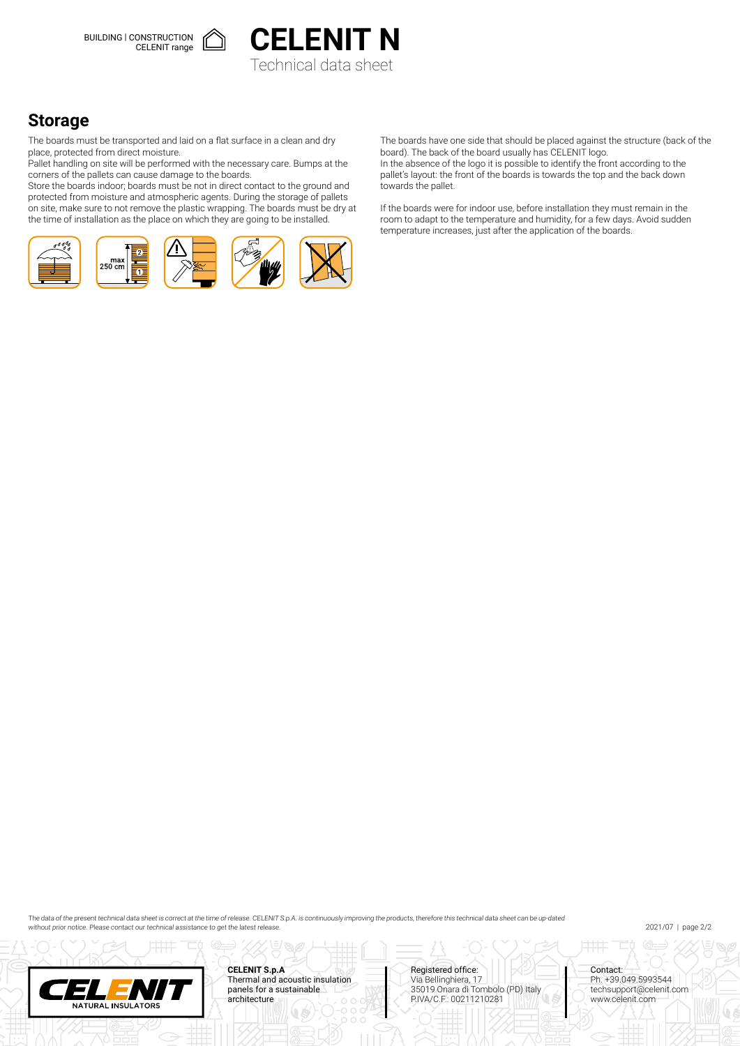## Storage

The boards must be transported and laid on a flat surface in a clean and dry place, protected from direct moisture.
Pallet handling on site will be performed with the necessary care. Bumps at the corners of the pallets can cause damage to the boards.
Store the boards indoor; boards must be not in direct contact to the ground and protected from moisture and atmospheric agents. During the storage of pallets on site, make sure to not remove the plastic wrapping. The boards must be dry at the time of installation as the place on which they are going to be installed.

max 250 cm

The boards have one side that should be placed against the structure (back of the board). The back of the board usually has CELENIT logo.
In the absence of the logo it is possible to identify the front according to the pallet's layout: the front of the boards is towards the top and the back down towards the pallet.

If the boards were for indoor use, before installation they must remain in the room to adapt to the temperature and humidity, for a few days. Avoid sudden temperature increases, just after the application of the boards.

*The data of the present technical data sheet is correct at the time of release. CELENIT S.p.A. is continuously improving the products, therefore this technical data sheet can be up-dated without prior notice. Please contact our technical assistance to get the latest release.*

2021/07

**CELENIT S.p.A**
Thermal and acoustic insulation panels for a sustainable architecture

Registered office:
Via Bellinghiera, 17
35019 Onara di Tombolo (PD) Italy
P.IVA/C.F.: 00211210281

Contact:
Ph. +39.049.5993544
techsupport@celenit.com
www.celenit.com